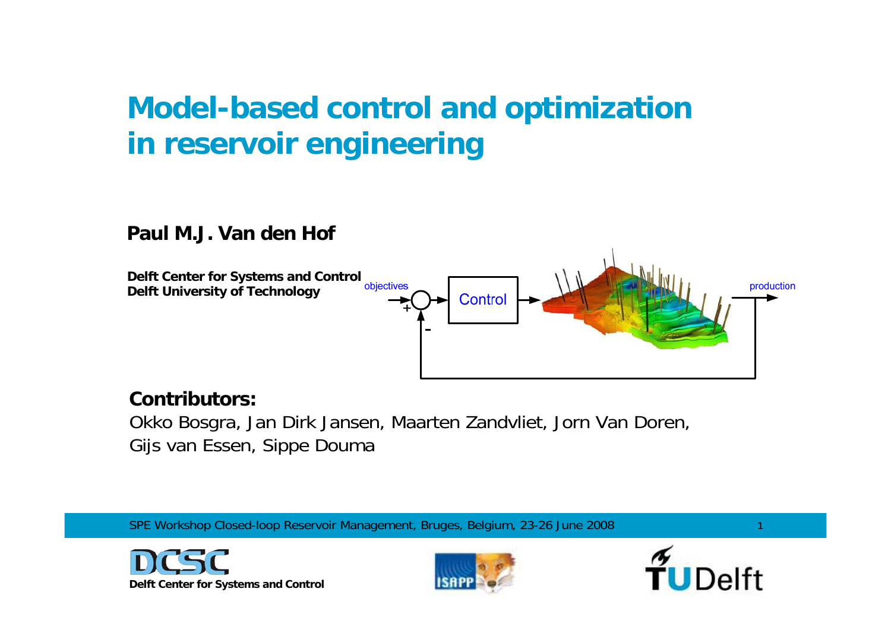# Model-based control and optimization in reservoir engineering

**Paul M.J. Van den Hof**

**Delft Center for Systems and Control**
**Delft University of Technology**

objectives

Control

production

**Contributors:**

Okko Bosgra, Jan Dirk Jansen, Maarten Zandvliet, Jorn Van Doren, Gijs van Essen, Sippe Douma

SPE Workshop Closed-loop Reservoir Management, Bruges, Belgium, 23-26 June 2008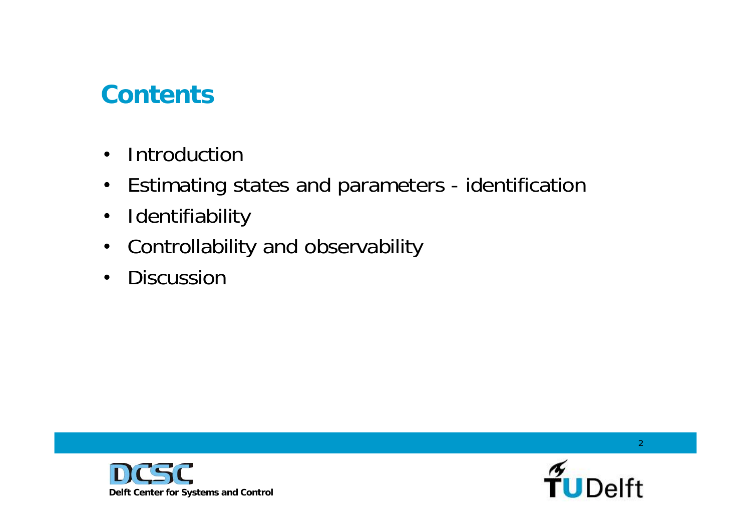## Contents

- Introduction
- Estimating states and parameters - identification
- Identifiability
- Controllability and observability
- Discussion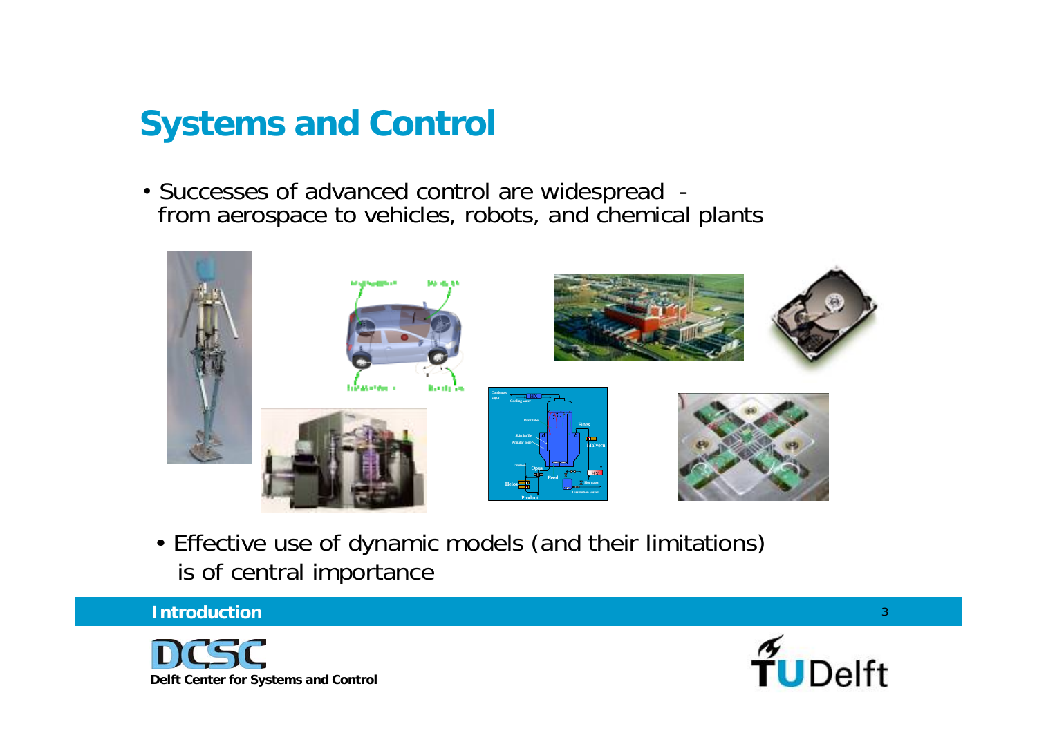# Systems and Control

- Successes of advanced control are widespread - from aerospace to vehicles, robots, and chemical plants

- Effective use of dynamic models (and their limitations) is of central importance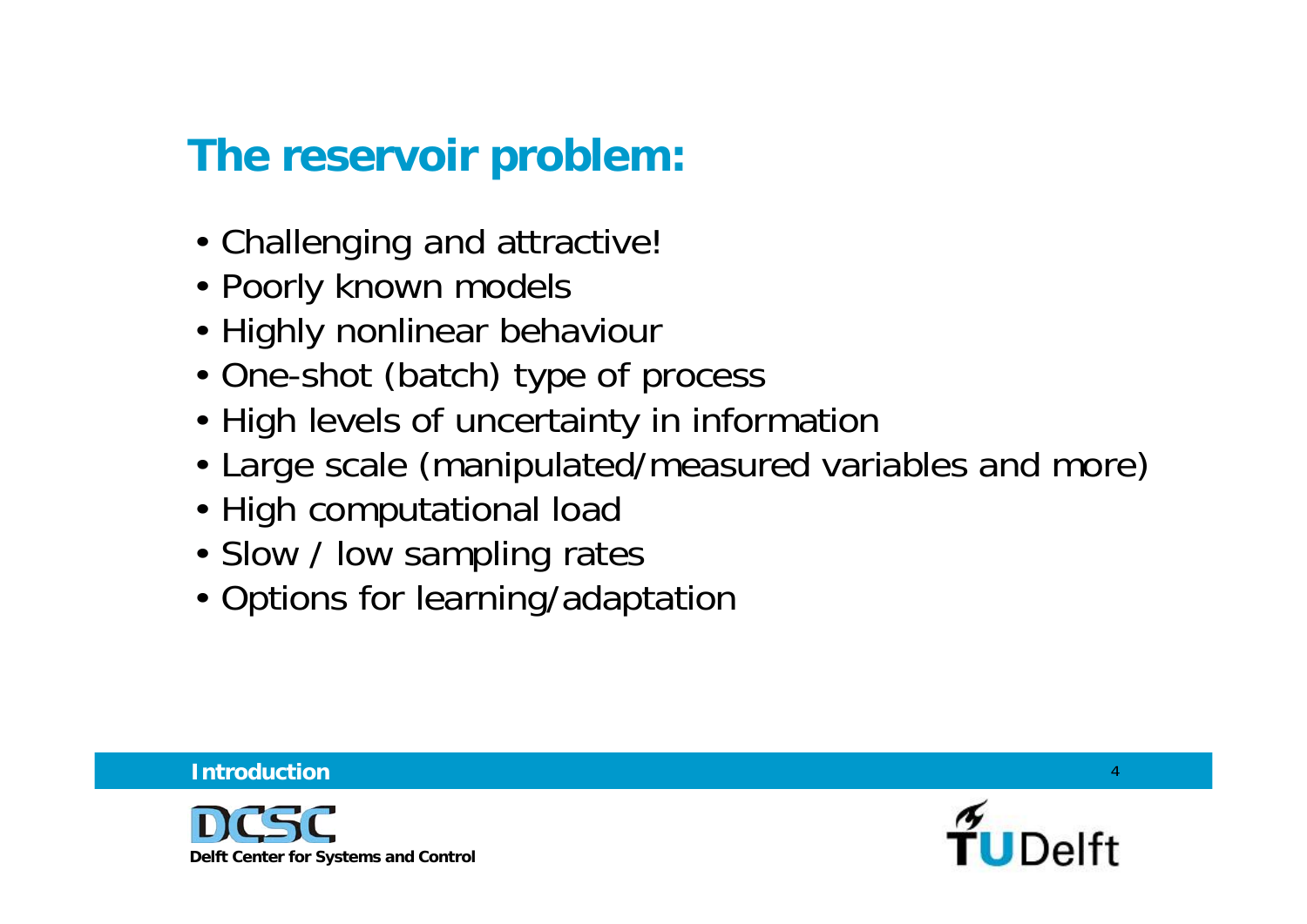## The reservoir problem:

- Challenging and attractive!
- Poorly known models
- Highly nonlinear behaviour
- One-shot (batch) type of process
- High levels of uncertainty in information
- Large scale (manipulated/measured variables and more)
- High computational load
- Slow / low sampling rates
- Options for learning/adaptation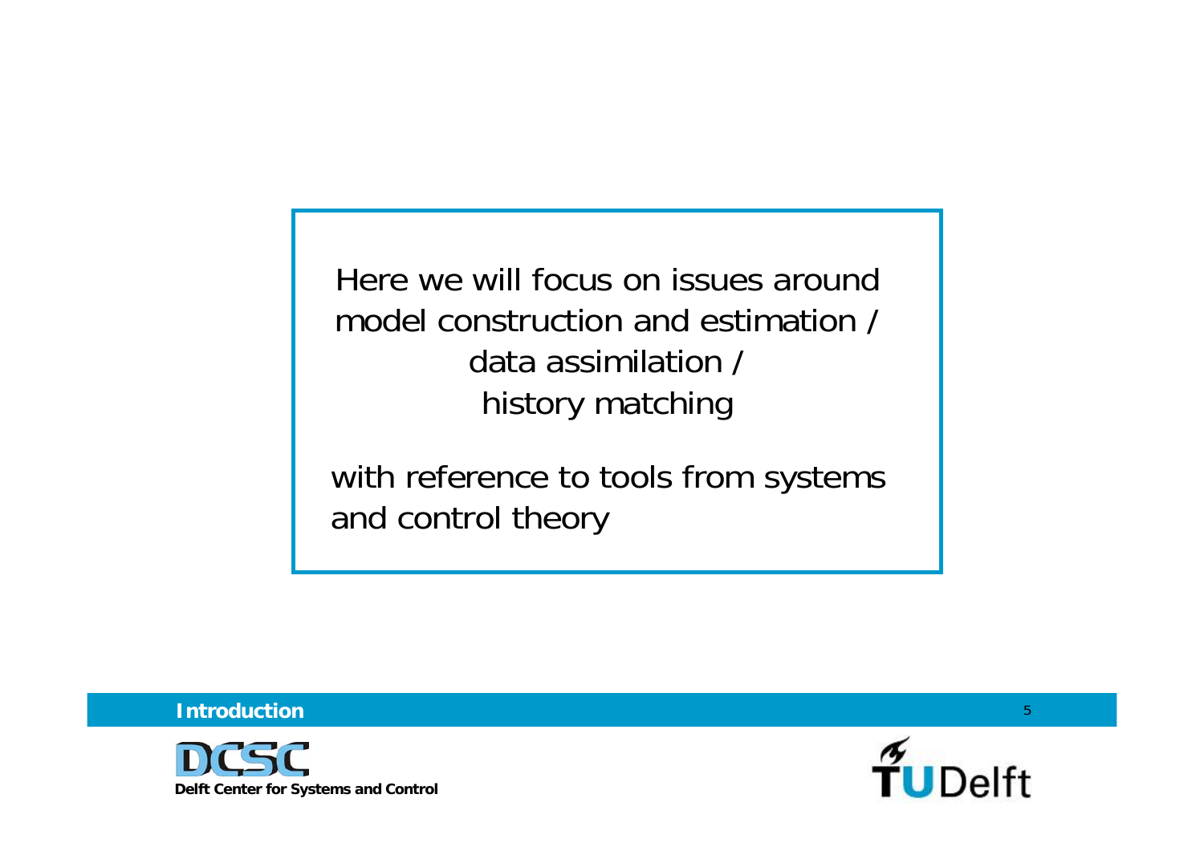Here we will focus on issues around model construction and estimation / data assimilation / history matching

with reference to tools from systems and control theory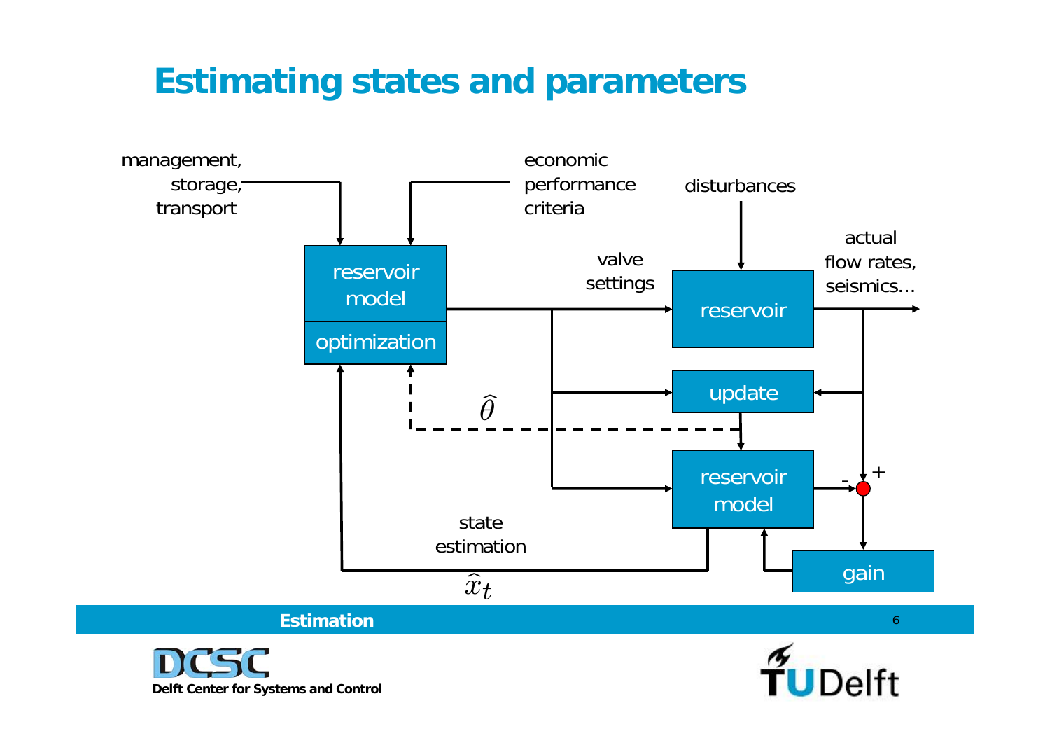# Estimating states and parameters

management, storage, transport

economic performance criteria

disturbances

reservoir model

optimization

valve settings

reservoir

actual flow rates, seismics...

update

$\widehat{\theta}$

reservoir model

-

+

state estimation

$\widehat{x}_t$

gain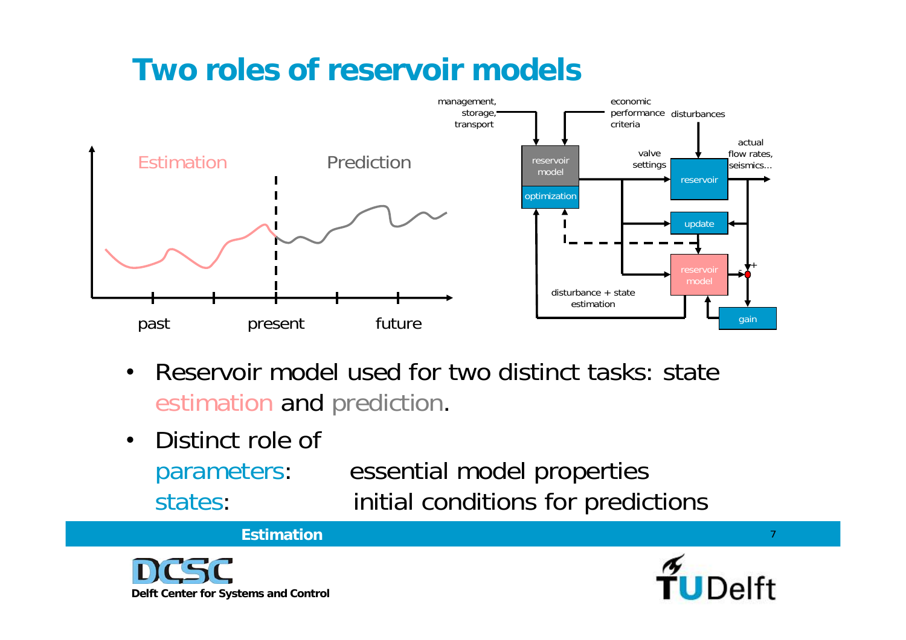# Two roles of reservoir models

- Reservoir model used for two distinct tasks: state estimation and prediction.
- Distinct role of
  - parameters: essential model properties
  - states: initial conditions for predictions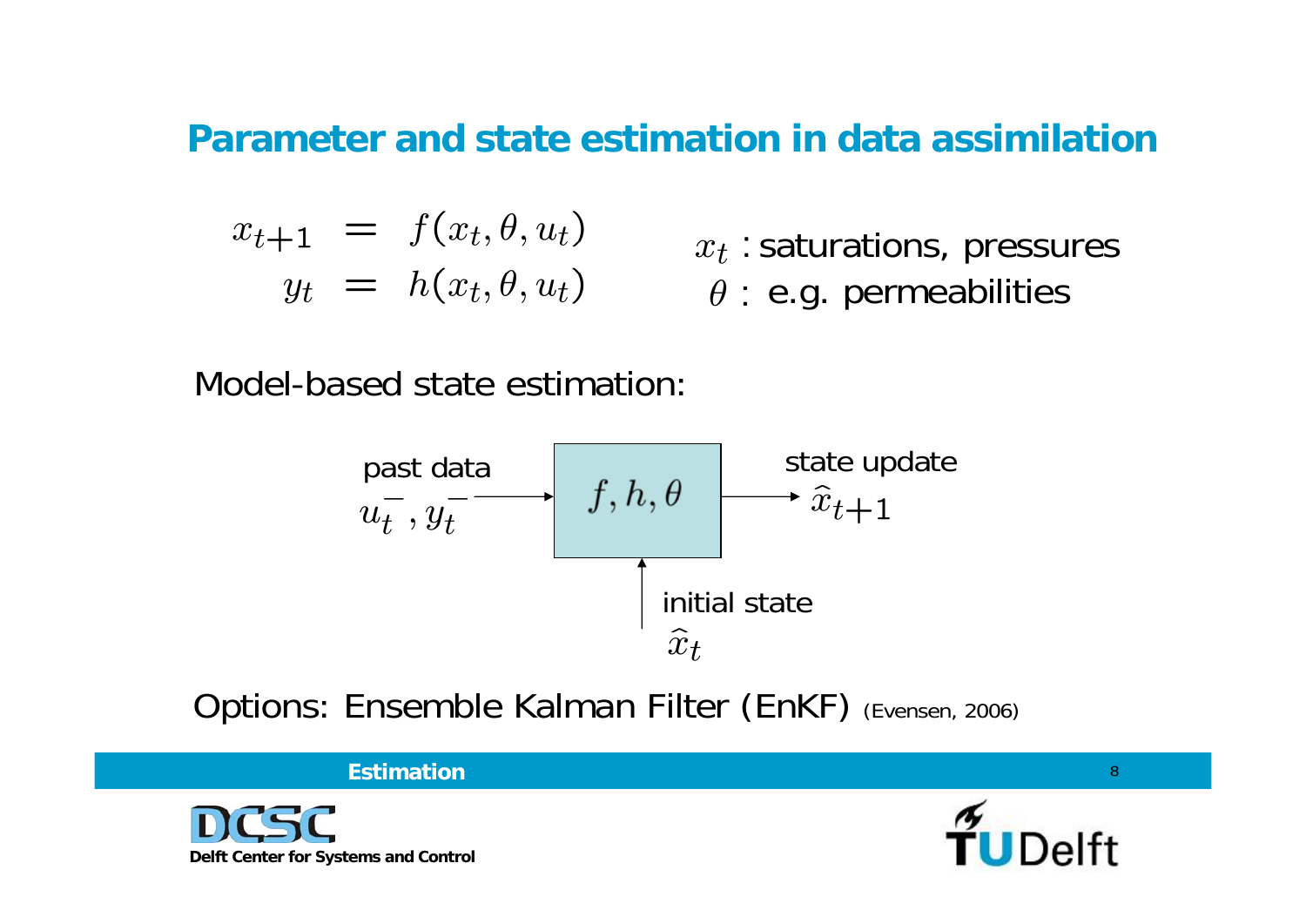# Parameter and state estimation in data assimilation

$$
\begin{aligned}
x_{t+1} &= f(x_t, \theta, u_t) \\
y_t &= h(x_t, \theta, u_t)
\end{aligned}
$$

$x_t$ : saturations, pressures

$\theta$ : e.g. permeabilities

Model-based state estimation:

past data $u_t^-, y_t^-$ → $f, h, \theta$ → state update $\hat{x}_{t+1}$

initial state $\hat{x}_t$

Options: Ensemble Kalman Filter (EnKF) (Evensen, 2006)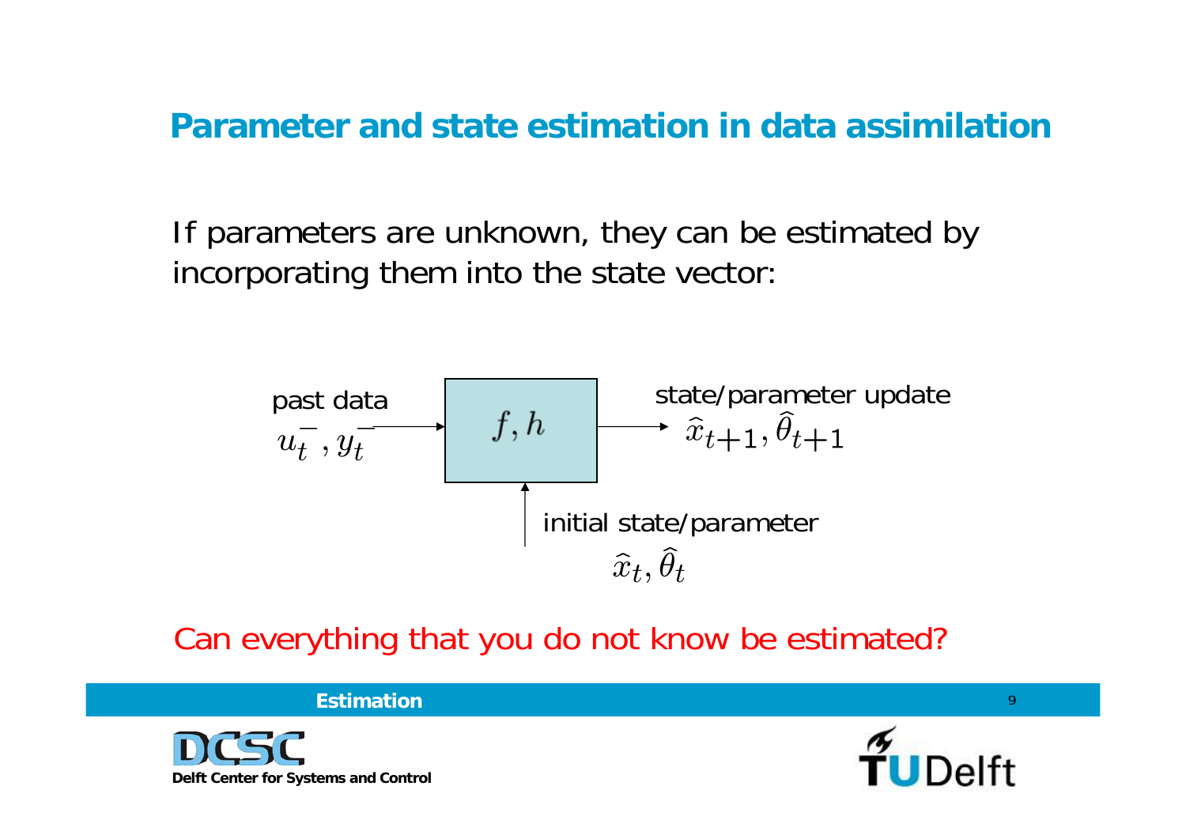# Parameter and state estimation in data assimilation

If parameters are unknown, they can be estimated by incorporating them into the state vector:

past data $u_t^-, y_t^-$ → $f, h$ → state/parameter update $\widehat{x}_{t+1}, \widehat{\theta}_{t+1}$

initial state/parameter $\widehat{x}_t, \widehat{\theta}_t$

Can everything that you do not know be estimated?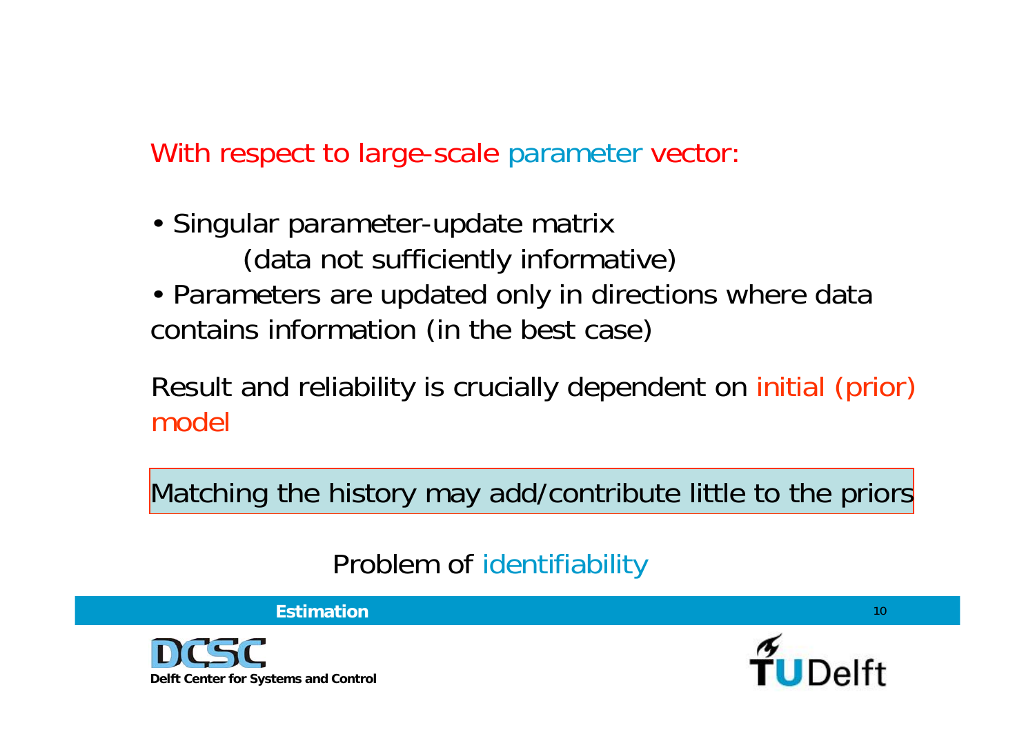With respect to large-scale parameter vector:

- Singular parameter-update matrix
  (data not sufficiently informative)
- Parameters are updated only in directions where data contains information (in the best case)

Result and reliability is crucially dependent on initial (prior) model

Matching the history may add/contribute little to the priors

Problem of identifiability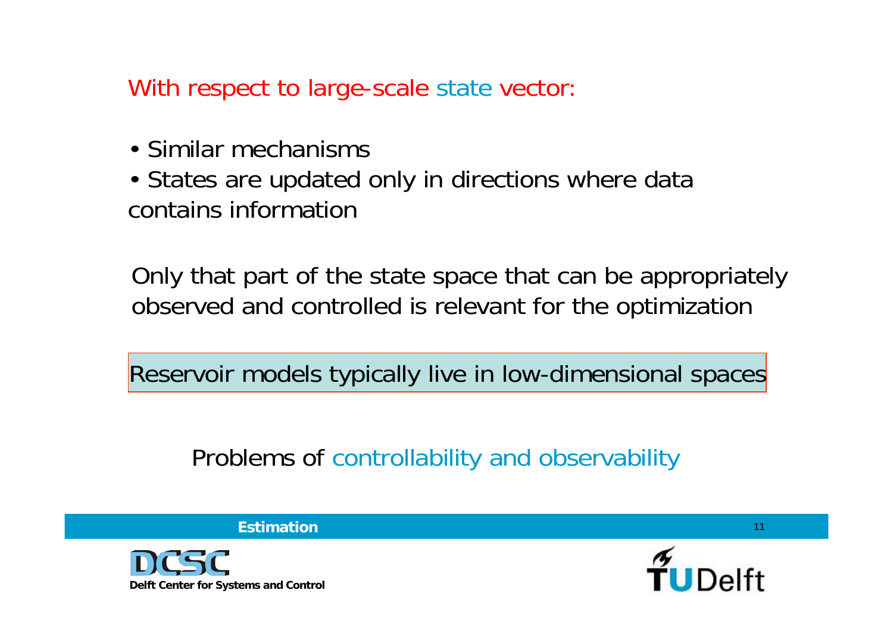## With respect to large-scale state vector:

- Similar mechanisms
- States are updated only in directions where data contains information

Only that part of the state space that can be appropriately observed and controlled is relevant for the optimization

**Reservoir models typically live in low-dimensional spaces**

Problems of controllability and observability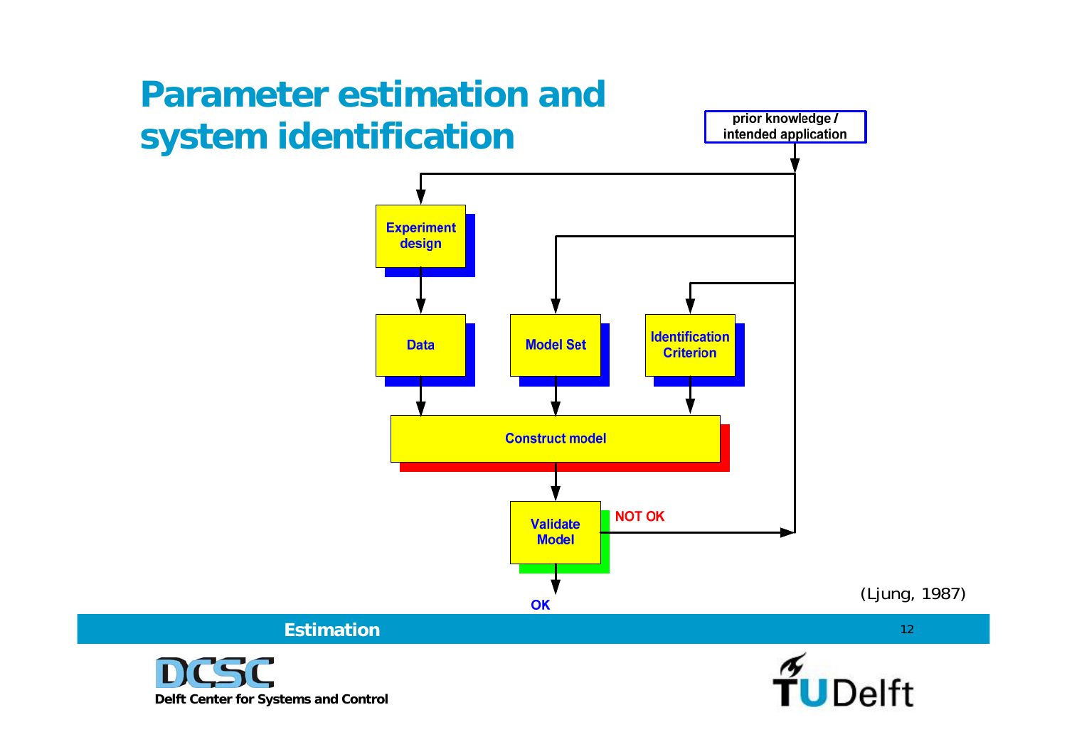# Parameter estimation and system identification

prior knowledge / intended application

Experiment design

Data

Model Set

Identification Criterion

Construct model

Validate Model

NOT OK

OK

(Ljung, 1987)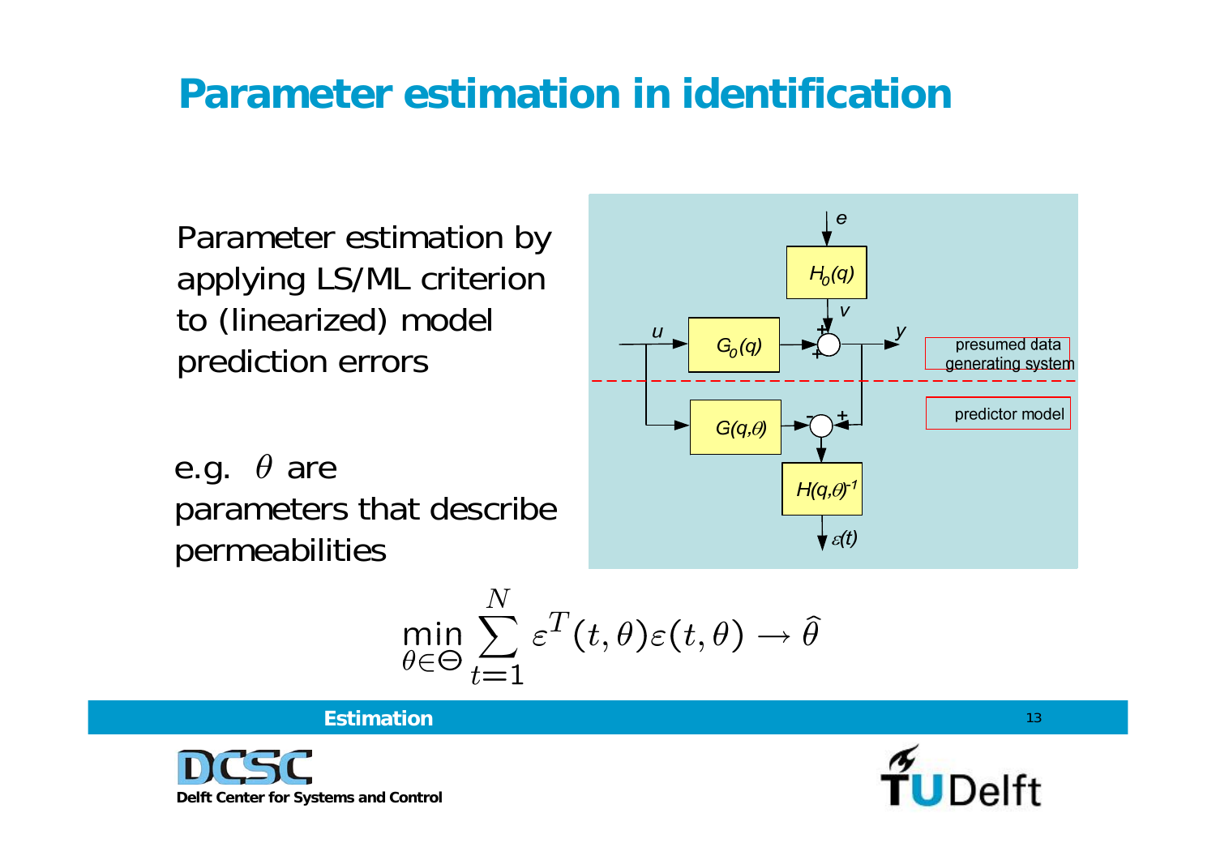# Parameter estimation in identification

Parameter estimation by applying LS/ML criterion to (linearized) model prediction errors

e.g. $\theta$ are parameters that describe permeabilities

$$\min_{\theta \in \Theta} \sum_{t=1}^{N} \varepsilon^T(t,\theta)\varepsilon(t,\theta) \rightarrow \hat{\theta}$$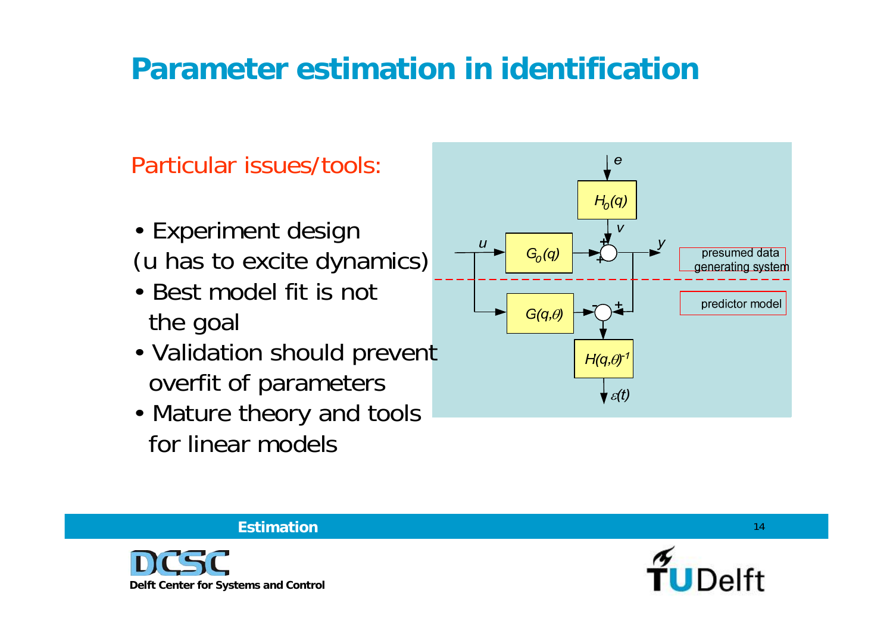# Parameter estimation in identification

Particular issues/tools:

- Experiment design
(u has to excite dynamics)
- Best model fit is not the goal
- Validation should prevent overfit of parameters
- Mature theory and tools for linear models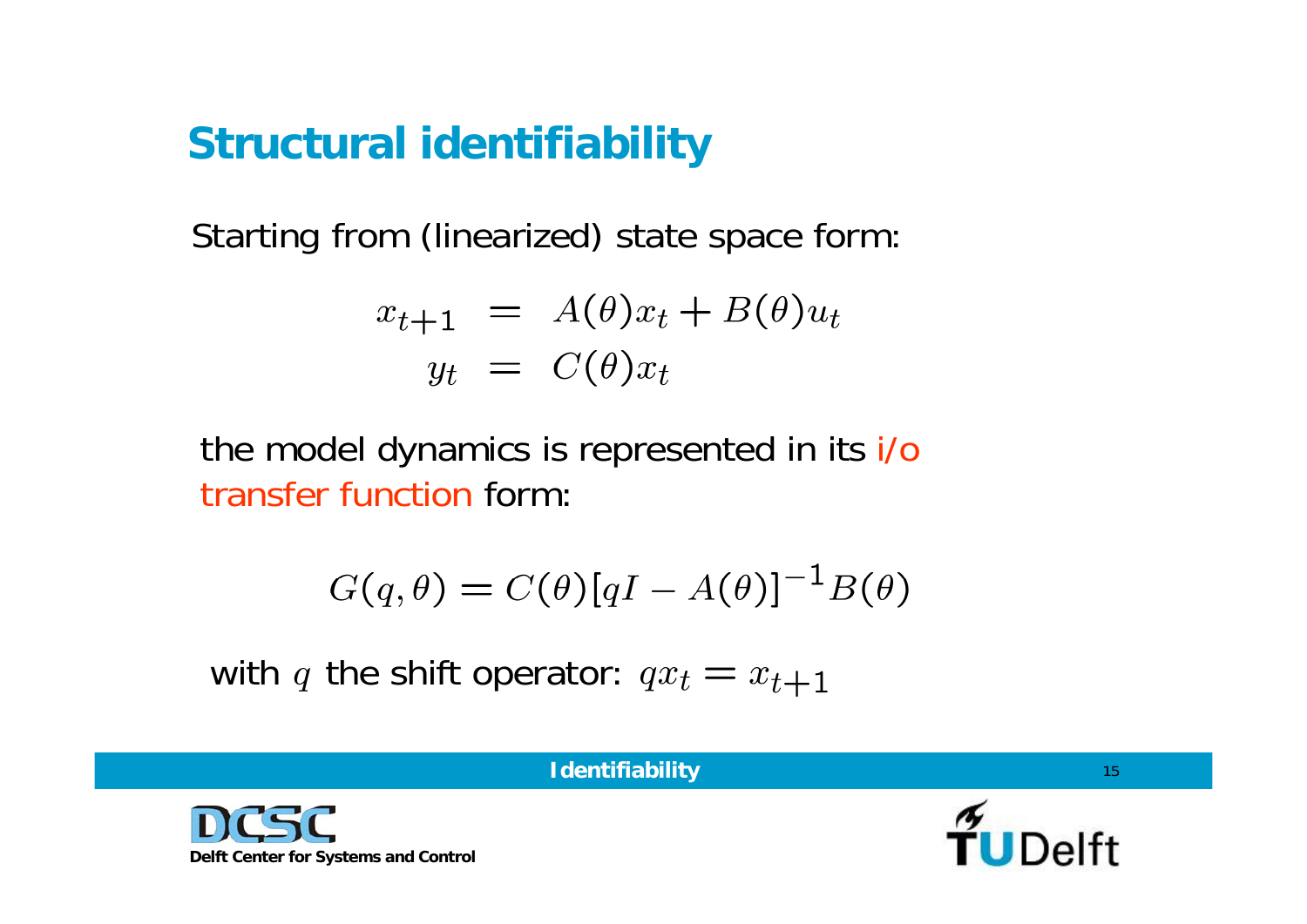# Structural identifiability

Starting from (linearized) state space form:

$$
\begin{aligned}
x_{t+1} &= A(\theta)x_t + B(\theta)u_t \\
y_t &= C(\theta)x_t
\end{aligned}
$$

the model dynamics is represented in its i/o transfer function form:

$$
G(q,\theta) = C(\theta)[qI - A(\theta)]^{-1}B(\theta)
$$

with $q$ the shift operator: $qx_t = x_{t+1}$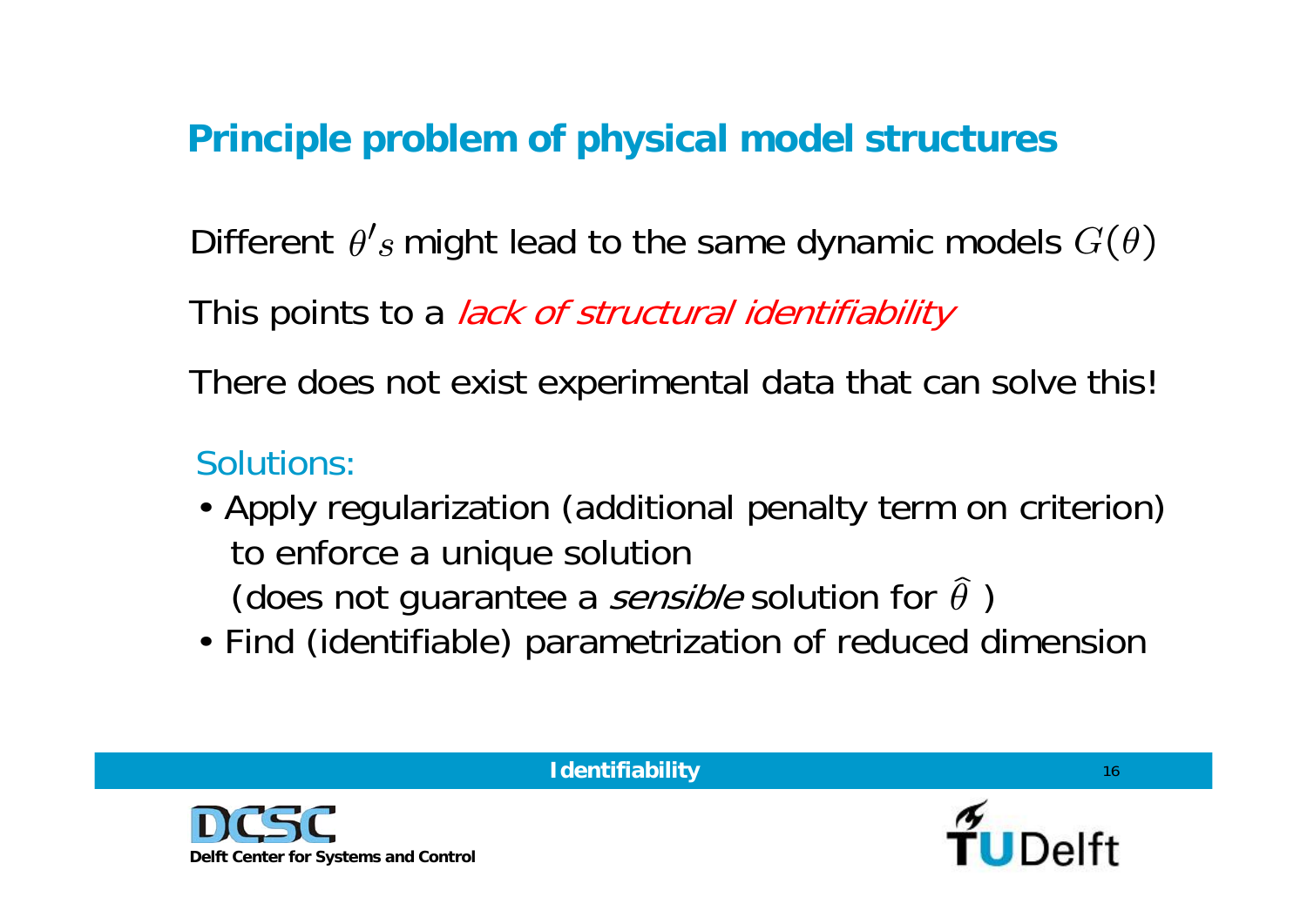# Principle problem of physical model structures

Different $\theta' s$ might lead to the same dynamic models $G(\theta)$

This points to a *lack of structural identifiability*

There does not exist experimental data that can solve this!

## Solutions:

- Apply regularization (additional penalty term on criterion) to enforce a unique solution (does not guarantee a *sensible* solution for $\widehat{\theta}$ )
- Find (identifiable) parametrization of reduced dimension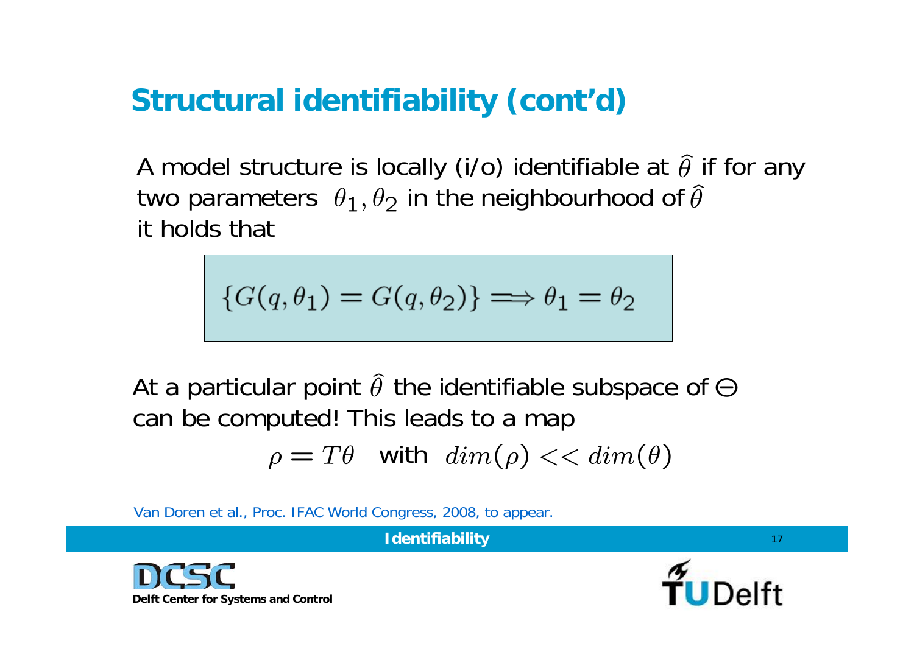# Structural identifiability (cont'd)

A model structure is locally (i/o) identifiable at $\widehat{\theta}$ if for any two parameters $\theta_1, \theta_2$ in the neighbourhood of $\widehat{\theta}$ it holds that

$$\{G(q,\theta_1) = G(q,\theta_2)\} \Longrightarrow \theta_1 = \theta_2$$

At a particular point $\widehat{\theta}$ the identifiable subspace of $\Theta$ can be computed! This leads to a map

$$\rho = T\theta \quad \text{with} \quad dim(\rho) << dim(\theta)$$

Van Doren et al., Proc. IFAC World Congress, 2008, to appear.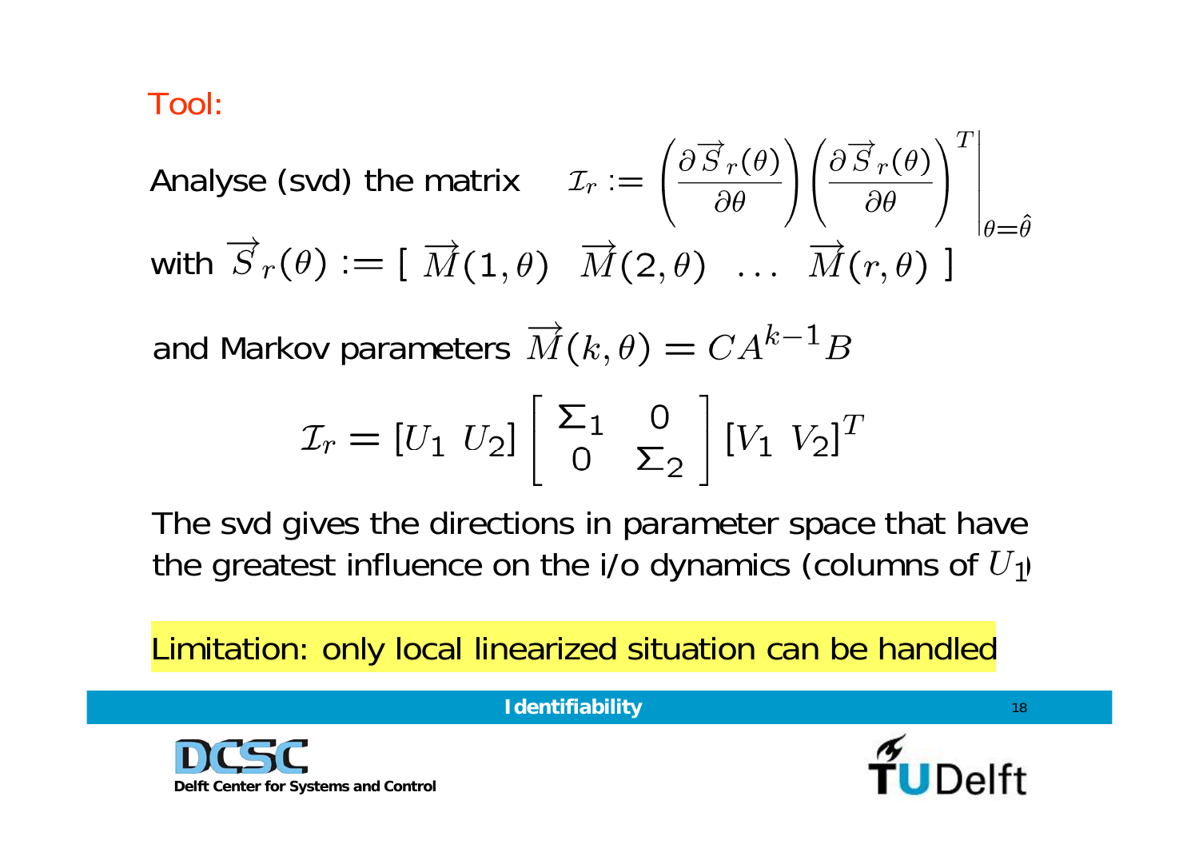Tool:

Analyse (svd) the matrix $\mathcal{I}_r := \left(\frac{\partial \overrightarrow{S}_r(\theta)}{\partial \theta}\right)\left(\frac{\partial \overrightarrow{S}_r(\theta)}{\partial \theta}\right)^T\Bigg|_{\theta=\hat{\theta}}$

with $\overrightarrow{S}_r(\theta) := [\ \overrightarrow{M}(1,\theta)\ \ \overrightarrow{M}(2,\theta)\ \ \ldots\ \ \overrightarrow{M}(r,\theta)\ ]$

and Markov parameters $\overrightarrow{M}(k,\theta) = CA^{k-1}B$

$$\mathcal{I}_r = [U_1\ U_2]\begin{bmatrix} \Sigma_1 & 0 \\ 0 & \Sigma_2 \end{bmatrix}[V_1\ V_2]^T$$

The svd gives the directions in parameter space that have the greatest influence on the i/o dynamics (columns of $U_1$)

Limitation: only local linearized situation can be handled

**Identifiability**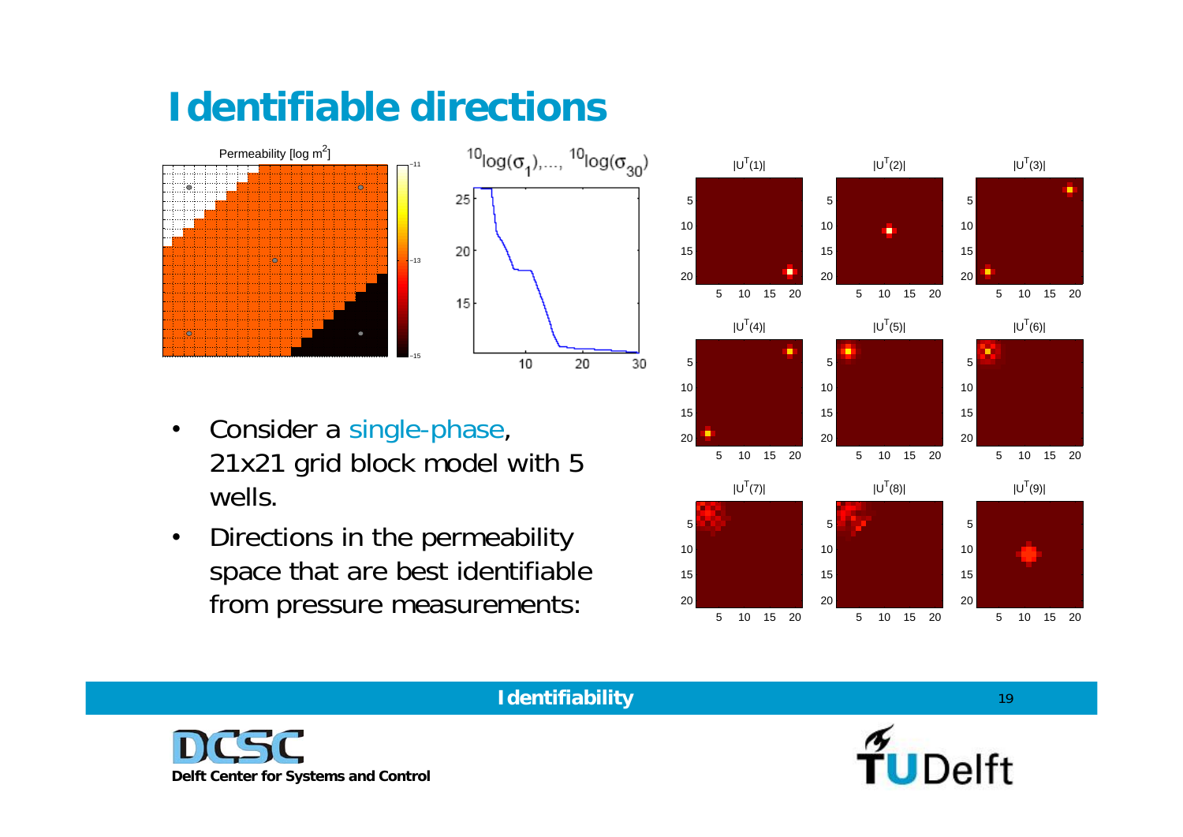# Identifiable directions

- Consider a single-phase, 21x21 grid block model with 5 wells.
- Directions in the permeability space that are best identifiable from pressure measurements: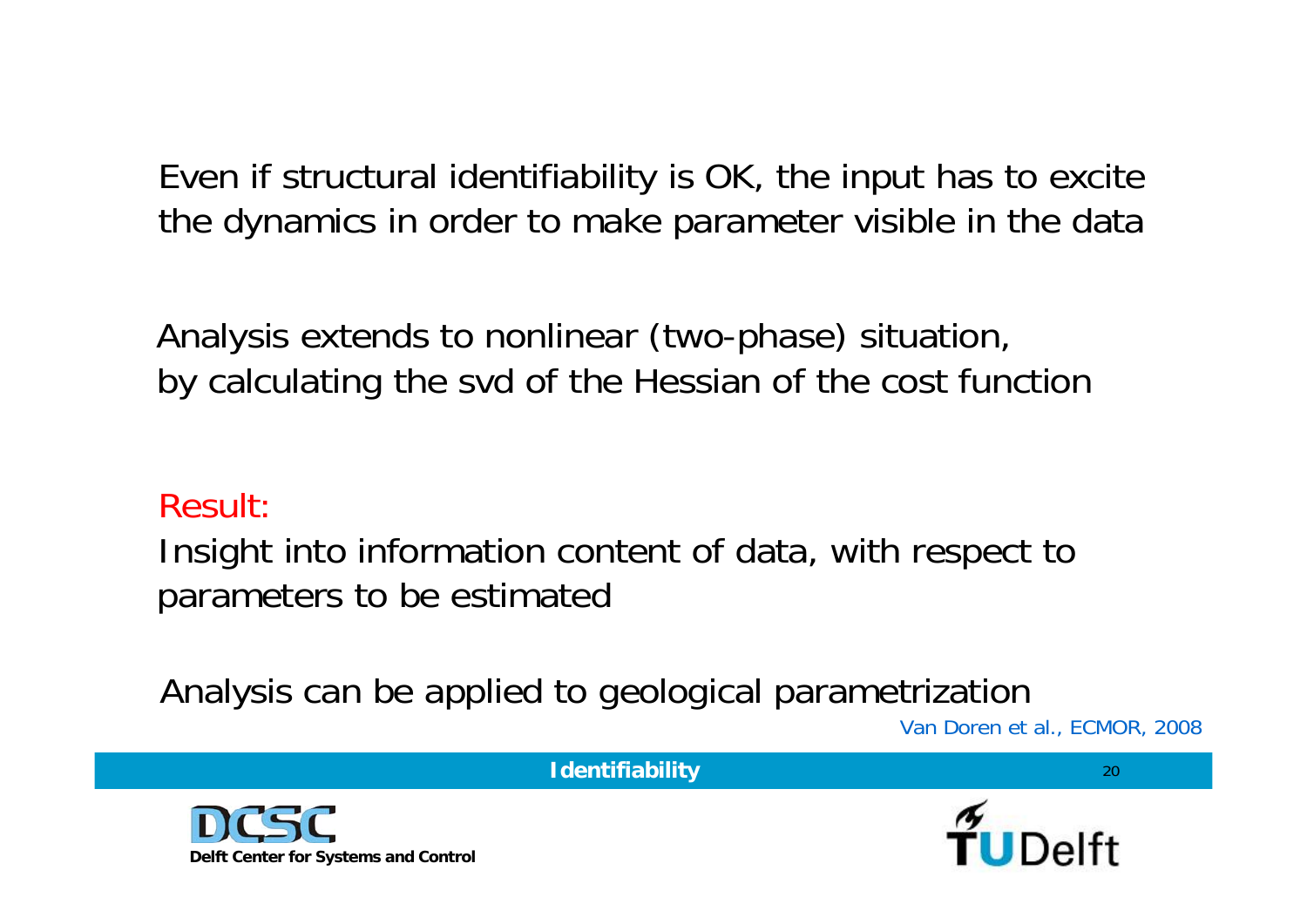Even if structural identifiability is OK, the input has to excite the dynamics in order to make parameter visible in the data

Analysis extends to nonlinear (two-phase) situation, by calculating the svd of the Hessian of the cost function

Result:

Insight into information content of data, with respect to parameters to be estimated

Analysis can be applied to geological parametrization

Van Doren et al., ECMOR, 2008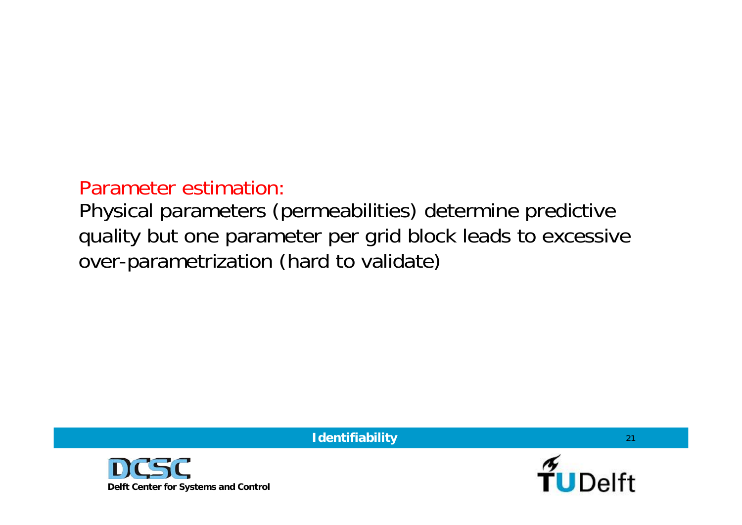Parameter estimation:

Physical parameters (permeabilities) determine predictive quality but one parameter per grid block leads to excessive over-parametrization (hard to validate)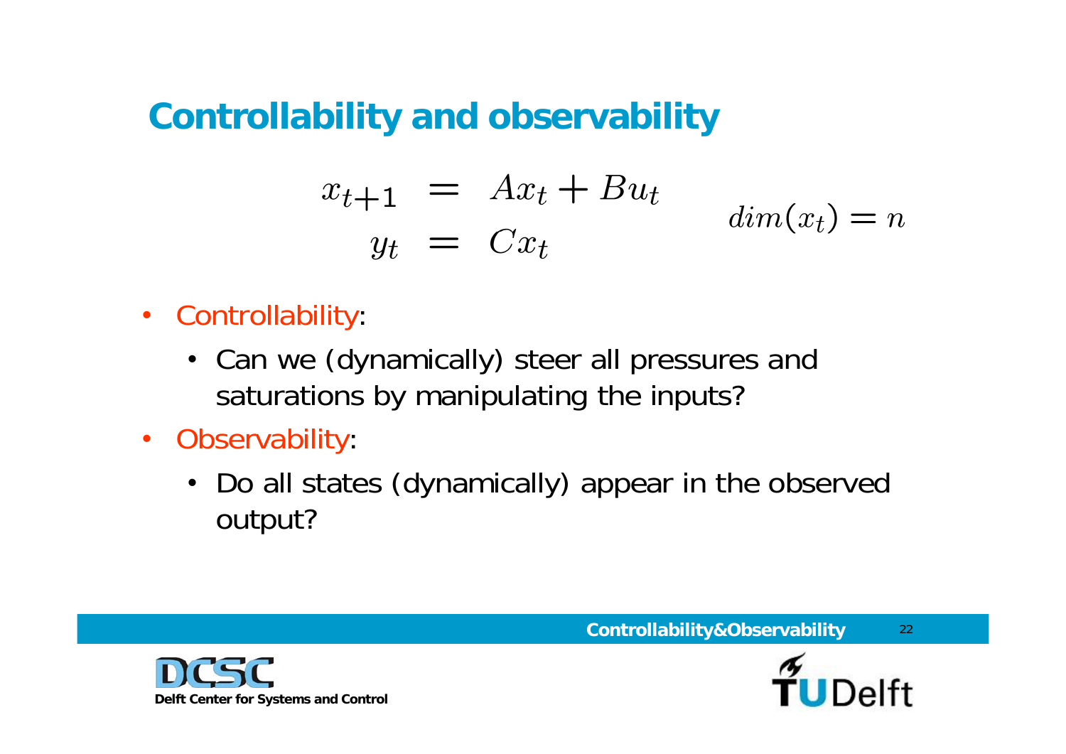# Controllability and observability

$$
\begin{aligned}
x_{t+1} &= Ax_t + Bu_t \\
y_t &= Cx_t
\end{aligned}
\qquad dim(x_t) = n
$$

- Controllability:
  - Can we (dynamically) steer all pressures and saturations by manipulating the inputs?
- Observability:
  - Do all states (dynamically) appear in the observed output?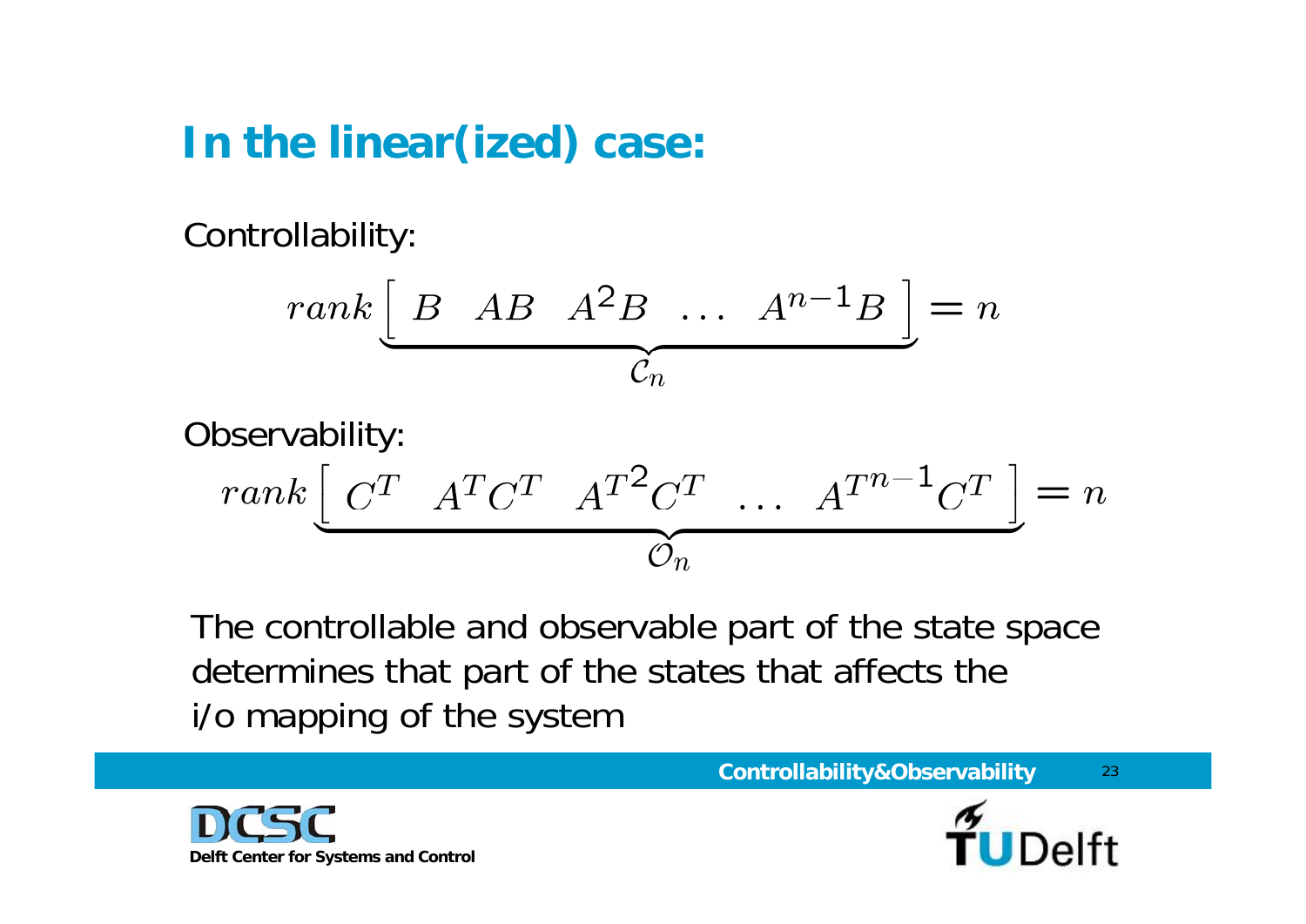# In the linear(ized) case:

Controllability:

$$rank \underbrace{\begin{bmatrix} B & AB & A^2B & \dots & A^{n-1}B \end{bmatrix}}_{\mathcal{C}_n} = n$$

Observability:

$$rank \underbrace{\begin{bmatrix} C^T & A^TC^T & {A^T}^2C^T & \dots & {A^T}^{n-1}C^T \end{bmatrix}}_{\mathcal{O}_n} = n$$

The controllable and observable part of the state space determines that part of the states that affects the i/o mapping of the system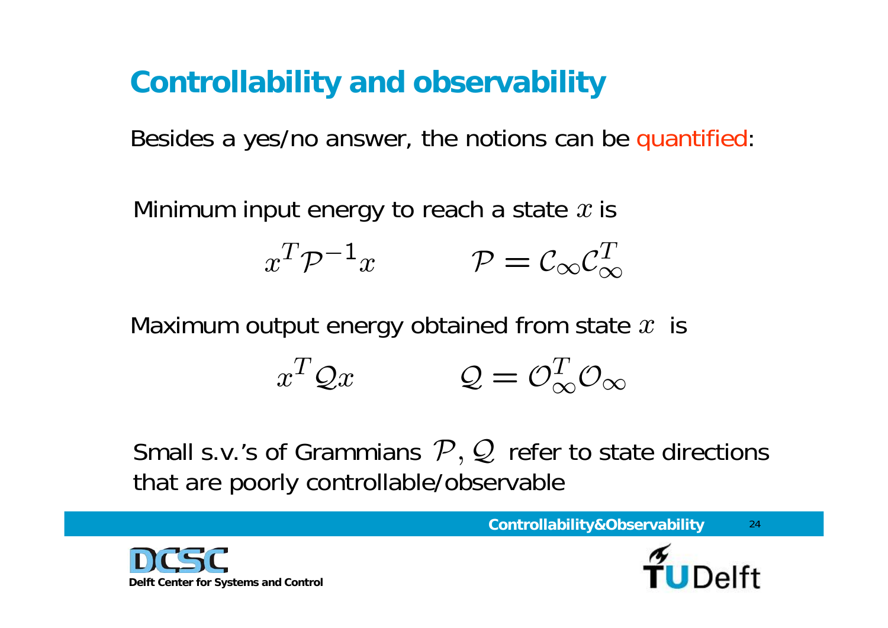# Controllability and observability

Besides a yes/no answer, the notions can be quantified:

Minimum input energy to reach a state $x$ is

$$x^T \mathcal{P}^{-1} x \qquad \mathcal{P} = \mathcal{C}_\infty \mathcal{C}_\infty^T$$

Maximum output energy obtained from state $x$ is

$$x^T \mathcal{Q} x \qquad \mathcal{Q} = \mathcal{O}_\infty^T \mathcal{O}_\infty$$

Small s.v.'s of Grammians $\mathcal{P}, \mathcal{Q}$ refer to state directions that are poorly controllable/observable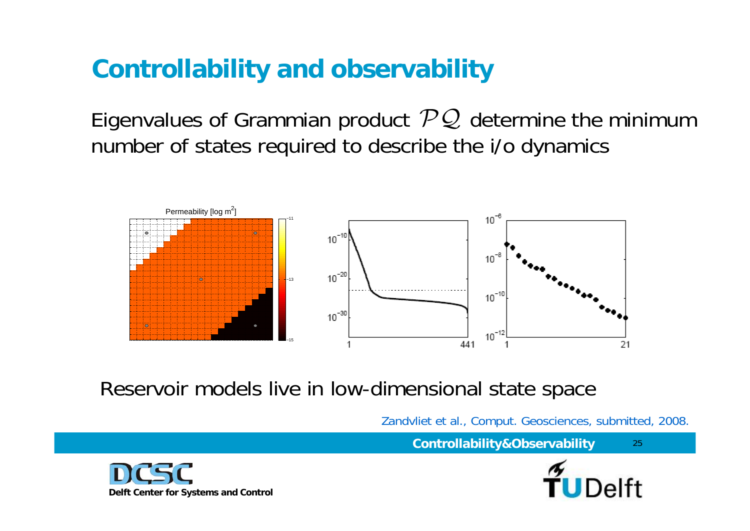# Controllability and observability

Eigenvalues of Grammian product $\mathcal{P}\mathcal{Q}$ determine the minimum number of states required to describe the i/o dynamics

Reservoir models live in low-dimensional state space

Zandvliet et al., Comput. Geosciences, submitted, 2008.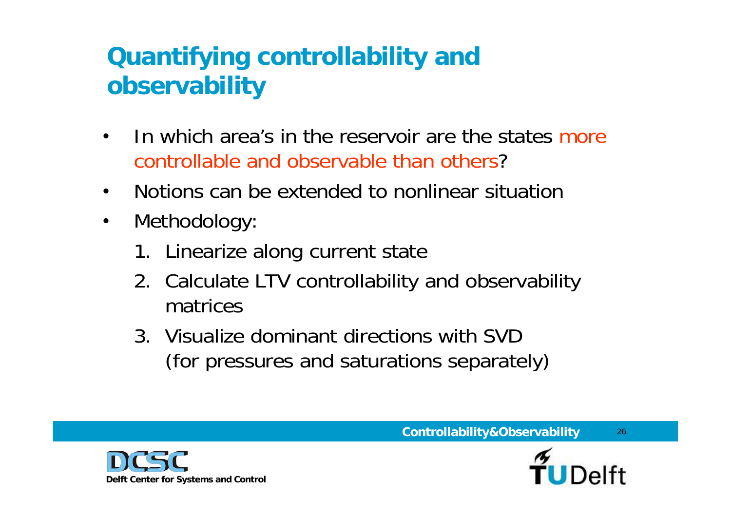# Quantifying controllability and observability

- In which area's in the reservoir are the states more controllable and observable than others?
- Notions can be extended to nonlinear situation
- Methodology:
    1. Linearize along current state
    2. Calculate LTV controllability and observability matrices
    3. Visualize dominant directions with SVD (for pressures and saturations separately)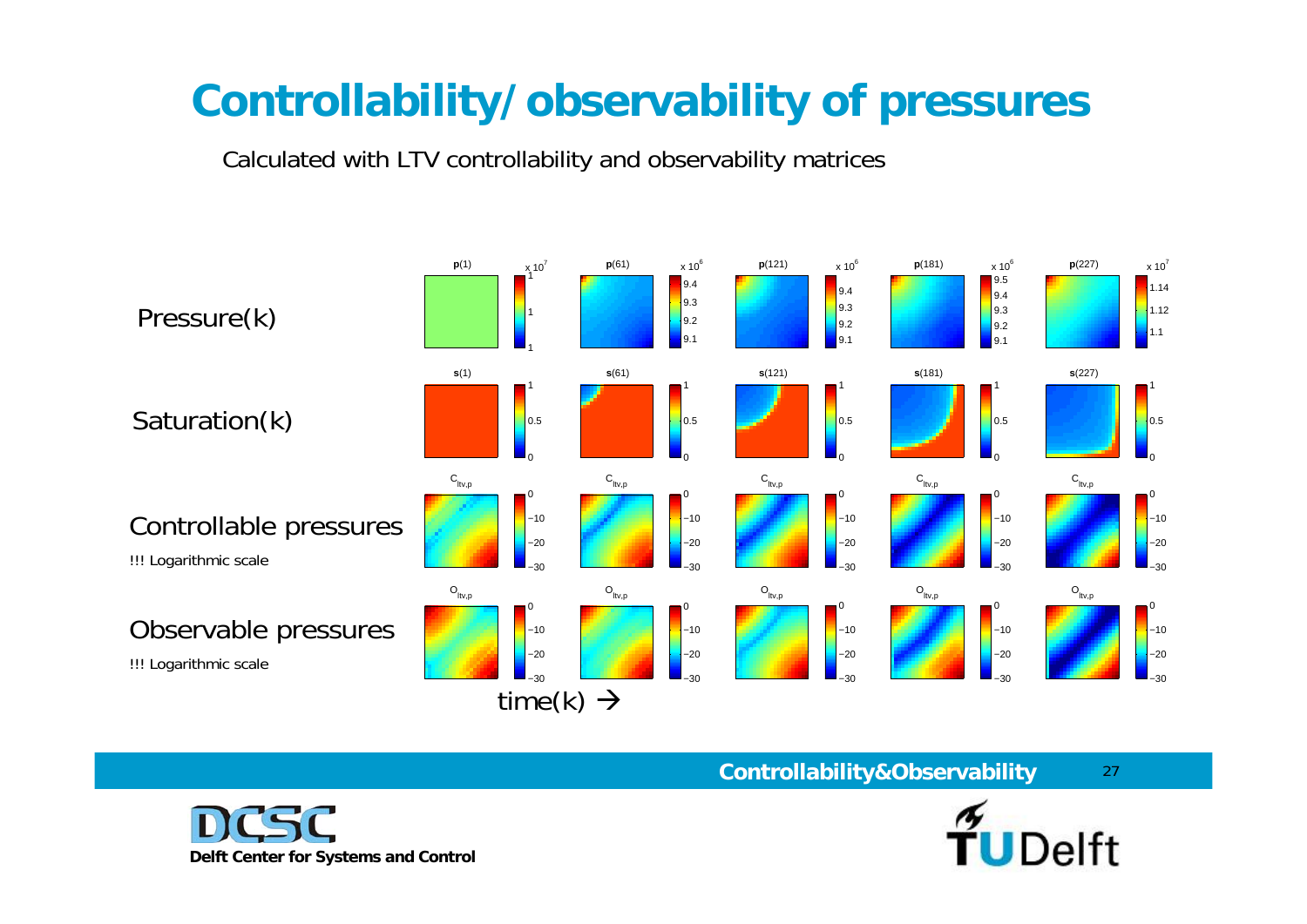# Controllability/observability of pressures

Calculated with LTV controllability and observability matrices

Pressure(k)

Saturation(k)

Controllable pressures

!!! Logarithmic scale

Observable pressures

!!! Logarithmic scale

time(k) →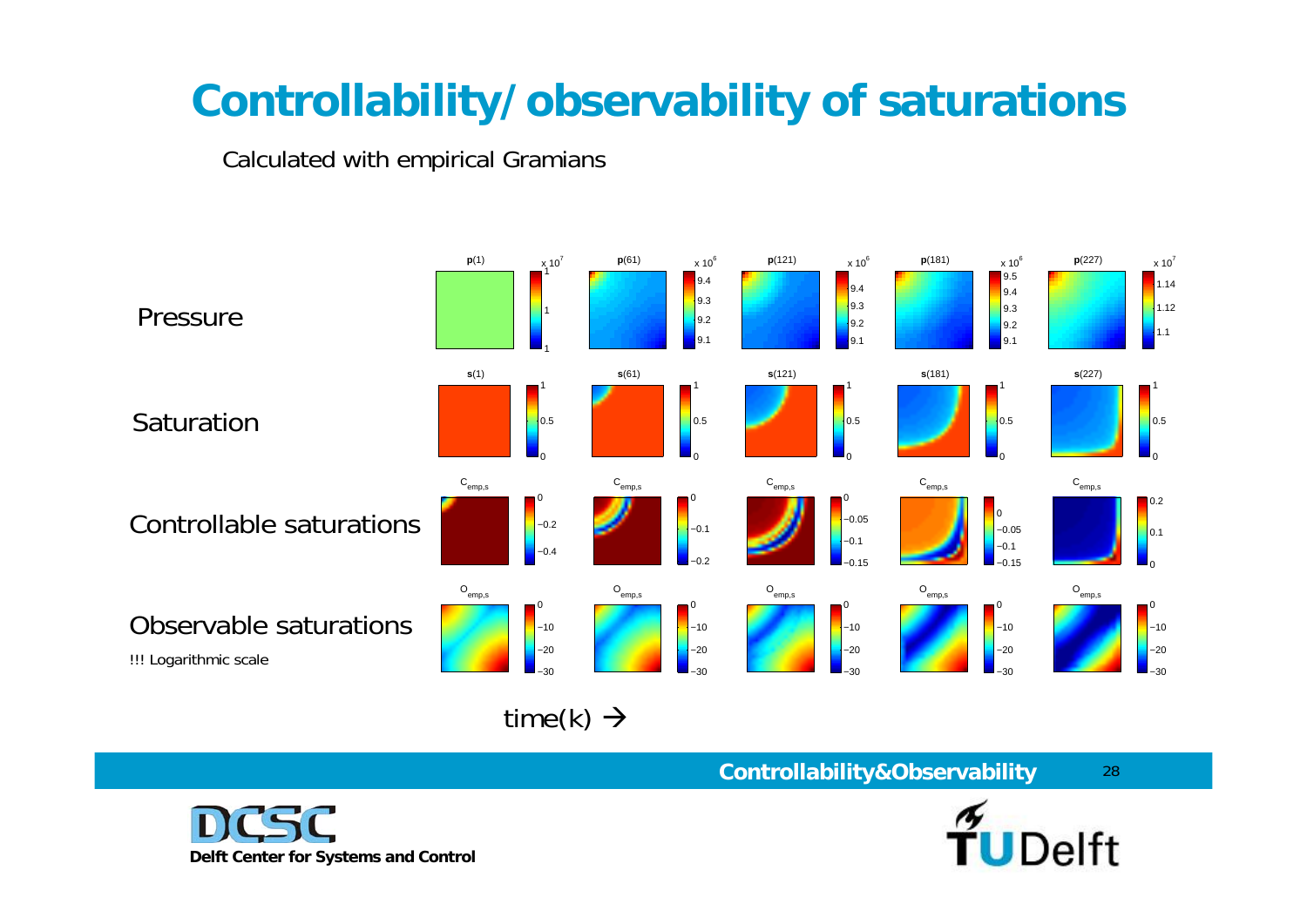# Controllability/observability of saturations

Calculated with empirical Gramians

Pressure

Saturation

Controllable saturations

Observable saturations

!!! Logarithmic scale

time(k) →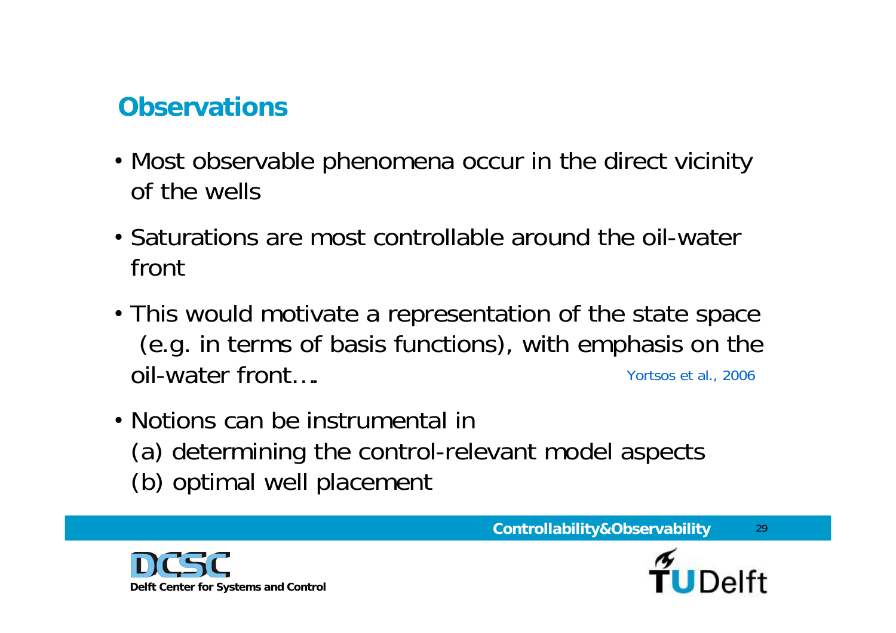## Observations

- Most observable phenomena occur in the direct vicinity of the wells
- Saturations are most controllable around the oil-water front
- This would motivate a representation of the state space (e.g. in terms of basis functions), with emphasis on the oil-water front…. Yortsos et al., 2006
- Notions can be instrumental in
  (a) determining the control-relevant model aspects
  (b) optimal well placement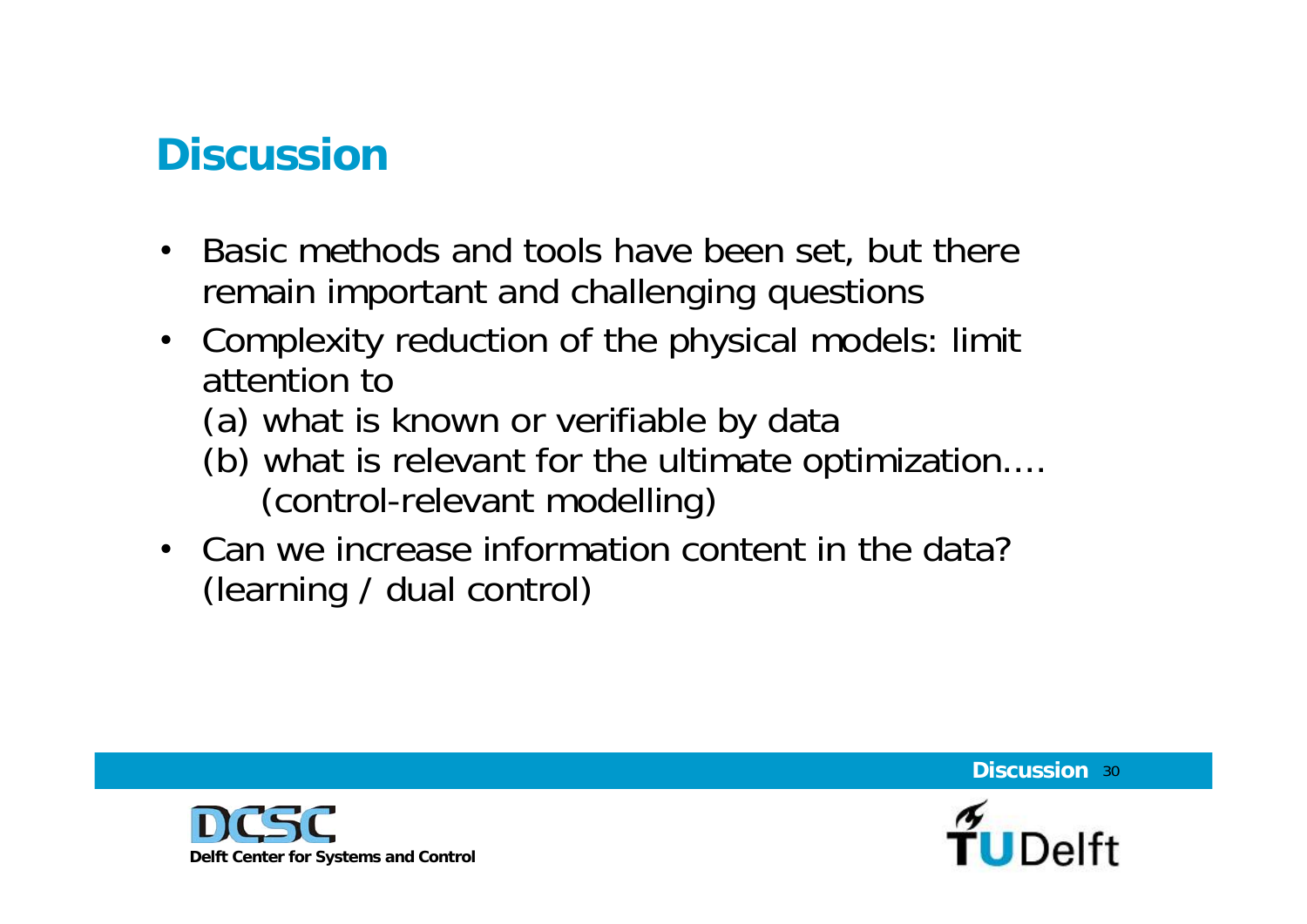# Discussion

- Basic methods and tools have been set, but there remain important and challenging questions
- Complexity reduction of the physical models: limit attention to
  (a) what is known or verifiable by data
  (b) what is relevant for the ultimate optimization….
  (control-relevant modelling)
- Can we increase information content in the data? (learning / dual control)